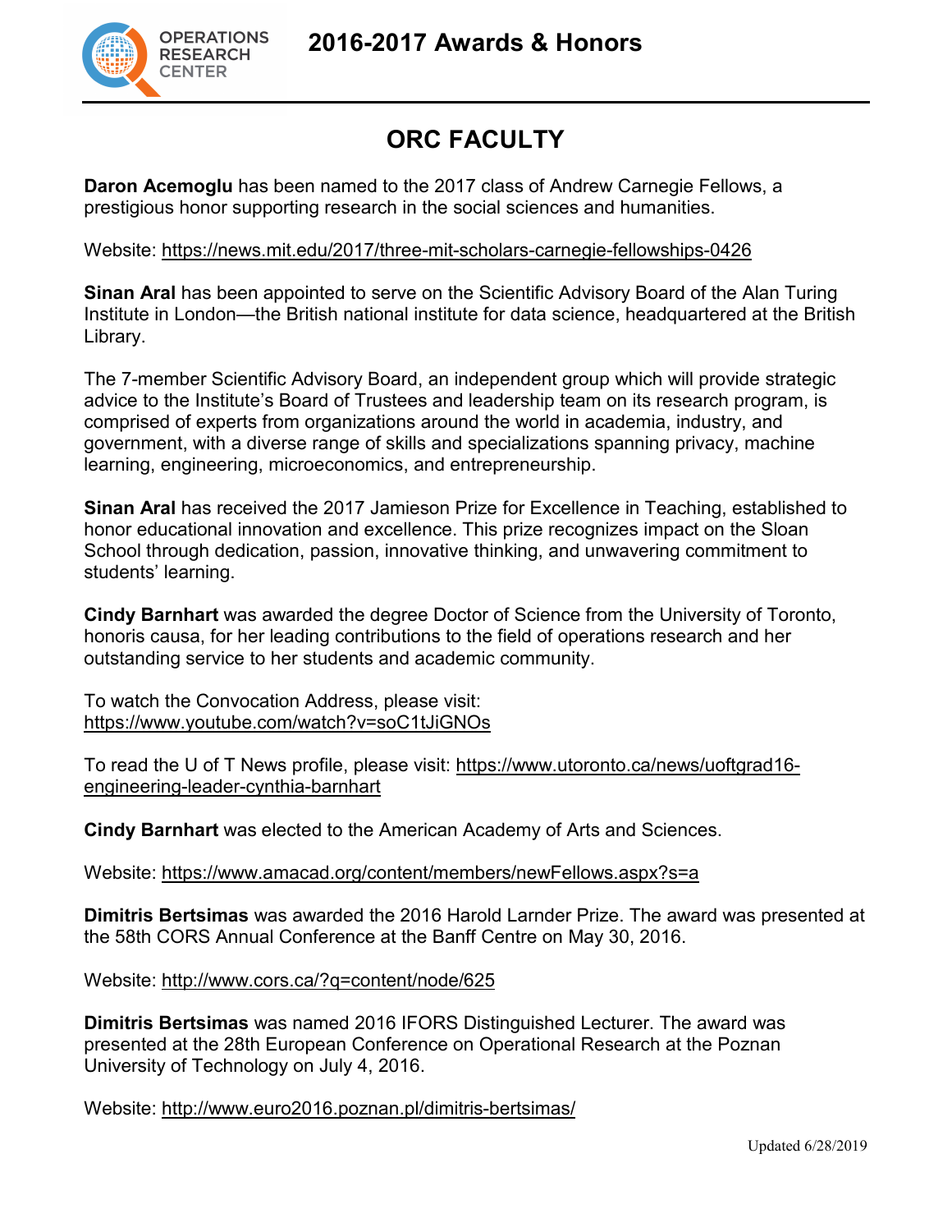# 2016-2017 Awards & Honors

## ORC FACULTY

**Daron Acemoglu** has been named to the 2017 class of Andrew Carnegie Fellows, a prestigious honor supporting research in the social sciences and humanities.

Website: https://news.mit.edu/2017/three-mit-scholars-carnegie-fellowships-0426

**Sinan Aral** has been appointed to serve on the Scientific Advisory Board of the Alan Turing Institute in London—the British national institute for data science, headquartered at the British Library.

The 7-member Scientific Advisory Board, an independent group which will provide strategic advice to the Institute's Board of Trustees and leadership team on its research program, is comprised of experts from organizations around the world in academia, industry, and government, with a diverse range of skills and specializations spanning privacy, machine learning, engineering, microeconomics, and entrepreneurship.

**Sinan Aral** has received the 2017 Jamieson Prize for Excellence in Teaching, established to honor educational innovation and excellence. This prize recognizes impact on the Sloan School through dedication, passion, innovative thinking, and unwavering commitment to students' learning.

**Cindy Barnhart** was awarded the degree Doctor of Science from the University of Toronto, honoris causa, for her leading contributions to the field of operations research and her outstanding service to her students and academic community.

To watch the Convocation Address, please visit: https://www.youtube.com/watch?v=soC1tJiGNOs

To read the U of T News profile, please visit: https://www.utoronto.ca/news/uoftgrad16-engineering-leader-cynthia-barnhart

**Cindy Barnhart** was elected to the American Academy of Arts and Sciences.

Website: https://www.amacad.org/content/members/newFellows.aspx?s=a

**Dimitris Bertsimas** was awarded the 2016 Harold Larnder Prize. The award was presented at the 58th CORS Annual Conference at the Banff Centre on May 30, 2016.

Website: http://www.cors.ca/?q=content/node/625

**Dimitris Bertsimas** was named 2016 IFORS Distinguished Lecturer. The award was presented at the 28th European Conference on Operational Research at the Poznan University of Technology on July 4, 2016.

Website: http://www.euro2016.poznan.pl/dimitris-bertsimas/

Updated 6/28/2019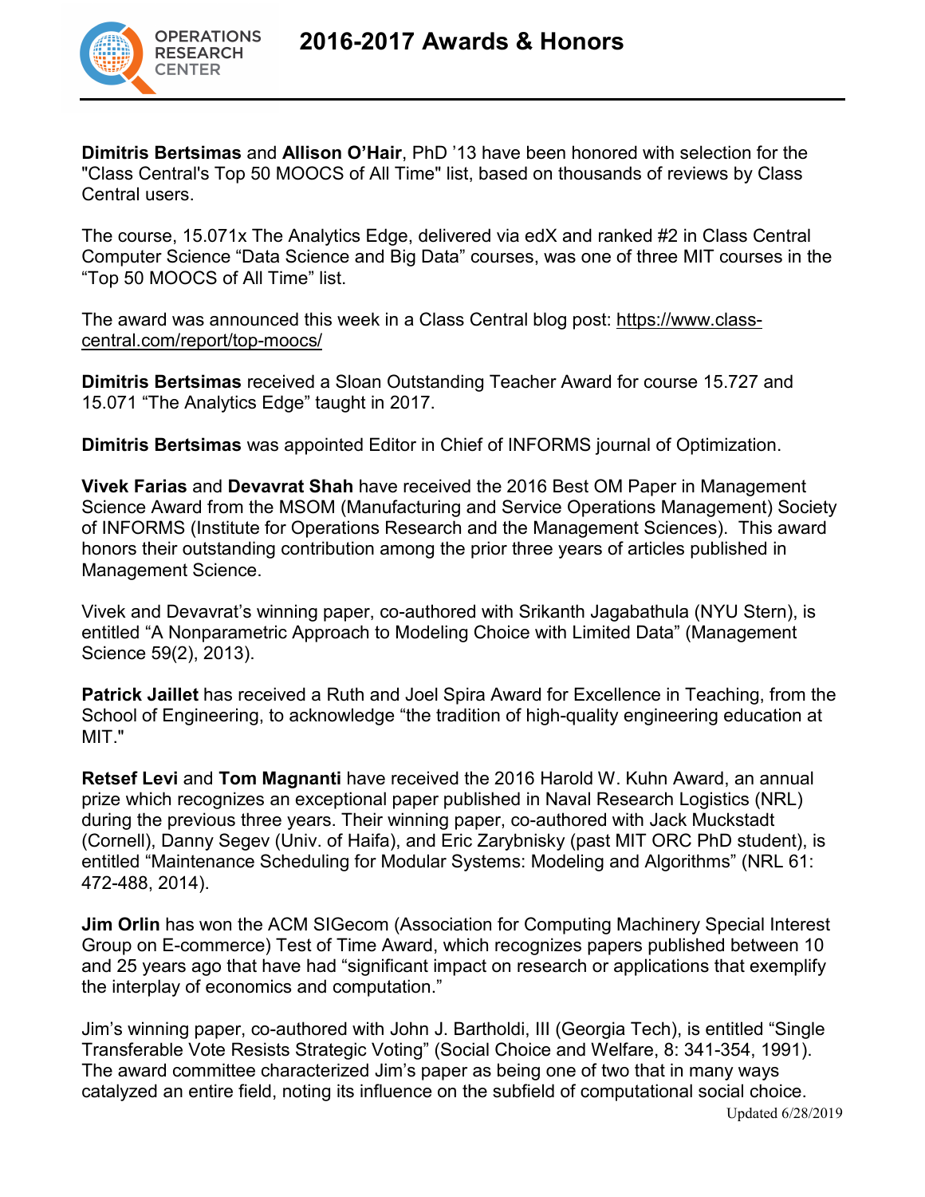# 2016-2017 Awards & Honors

**Dimitris Bertsimas** and **Allison O'Hair**, PhD '13 have been honored with selection for the "Class Central's Top 50 MOOCS of All Time" list, based on thousands of reviews by Class Central users.

The course, 15.071x The Analytics Edge, delivered via edX and ranked #2 in Class Central Computer Science "Data Science and Big Data" courses, was one of three MIT courses in the "Top 50 MOOCS of All Time" list.

The award was announced this week in a Class Central blog post: https://www.class-central.com/report/top-moocs/

**Dimitris Bertsimas** received a Sloan Outstanding Teacher Award for course 15.727 and 15.071 "The Analytics Edge" taught in 2017.

**Dimitris Bertsimas** was appointed Editor in Chief of INFORMS journal of Optimization.

**Vivek Farias** and **Devavrat Shah** have received the 2016 Best OM Paper in Management Science Award from the MSOM (Manufacturing and Service Operations Management) Society of INFORMS (Institute for Operations Research and the Management Sciences). This award honors their outstanding contribution among the prior three years of articles published in Management Science.

Vivek and Devavrat's winning paper, co-authored with Srikanth Jagabathula (NYU Stern), is entitled "A Nonparametric Approach to Modeling Choice with Limited Data" (Management Science 59(2), 2013).

**Patrick Jaillet** has received a Ruth and Joel Spira Award for Excellence in Teaching, from the School of Engineering, to acknowledge "the tradition of high-quality engineering education at MIT."

**Retsef Levi** and **Tom Magnanti** have received the 2016 Harold W. Kuhn Award, an annual prize which recognizes an exceptional paper published in Naval Research Logistics (NRL) during the previous three years. Their winning paper, co-authored with Jack Muckstadt (Cornell), Danny Segev (Univ. of Haifa), and Eric Zarybnisky (past MIT ORC PhD student), is entitled "Maintenance Scheduling for Modular Systems: Modeling and Algorithms" (NRL 61: 472-488, 2014).

**Jim Orlin** has won the ACM SIGecom (Association for Computing Machinery Special Interest Group on E-commerce) Test of Time Award, which recognizes papers published between 10 and 25 years ago that have had "significant impact on research or applications that exemplify the interplay of economics and computation."

Jim's winning paper, co-authored with John J. Bartholdi, III (Georgia Tech), is entitled "Single Transferable Vote Resists Strategic Voting" (Social Choice and Welfare, 8: 341-354, 1991). The award committee characterized Jim's paper as being one of two that in many ways catalyzed an entire field, noting its influence on the subfield of computational social choice.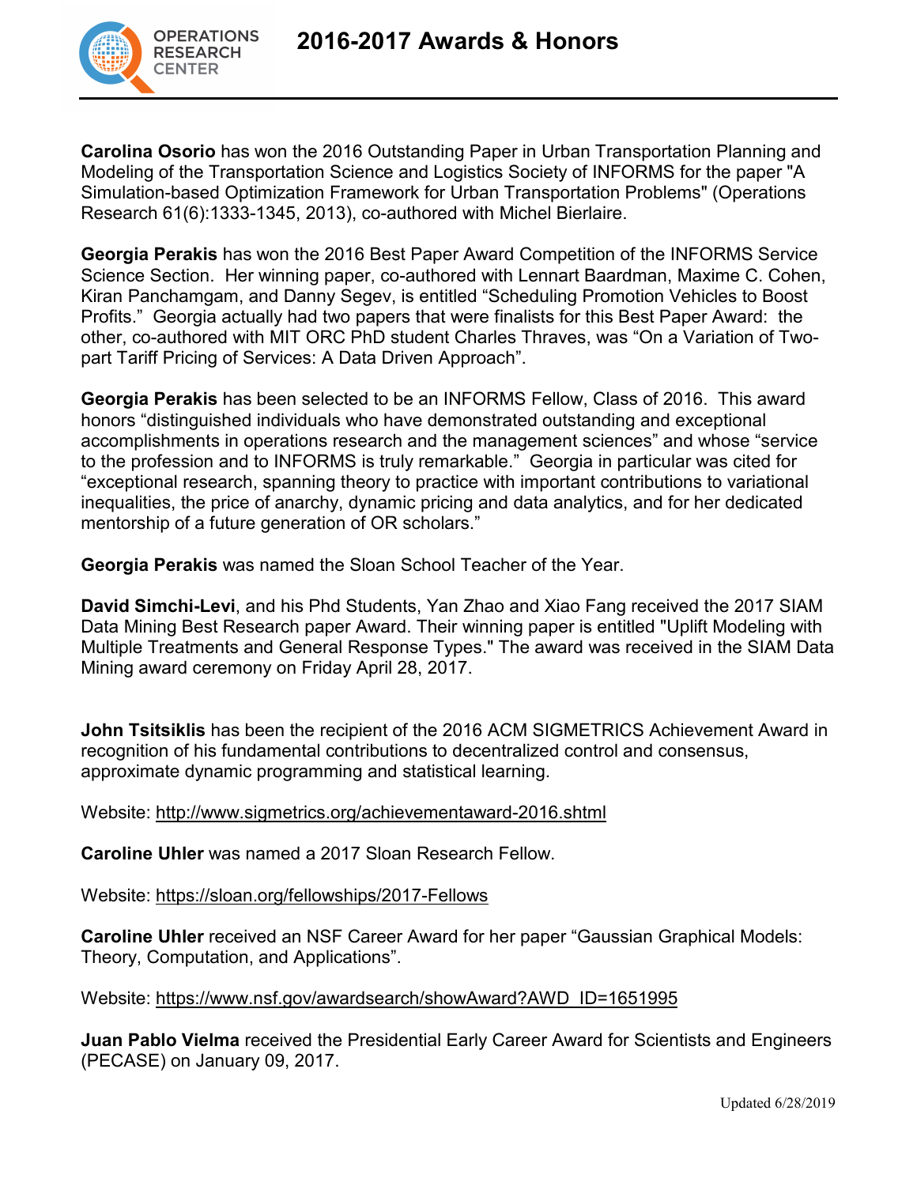# 2016-2017 Awards & Honors

**Carolina Osorio** has won the 2016 Outstanding Paper in Urban Transportation Planning and Modeling of the Transportation Science and Logistics Society of INFORMS for the paper "A Simulation-based Optimization Framework for Urban Transportation Problems" (Operations Research 61(6):1333-1345, 2013), co-authored with Michel Bierlaire.

**Georgia Perakis** has won the 2016 Best Paper Award Competition of the INFORMS Service Science Section. Her winning paper, co-authored with Lennart Baardman, Maxime C. Cohen, Kiran Panchamgam, and Danny Segev, is entitled "Scheduling Promotion Vehicles to Boost Profits." Georgia actually had two papers that were finalists for this Best Paper Award: the other, co-authored with MIT ORC PhD student Charles Thraves, was "On a Variation of Two-part Tariff Pricing of Services: A Data Driven Approach".

**Georgia Perakis** has been selected to be an INFORMS Fellow, Class of 2016. This award honors "distinguished individuals who have demonstrated outstanding and exceptional accomplishments in operations research and the management sciences" and whose "service to the profession and to INFORMS is truly remarkable." Georgia in particular was cited for "exceptional research, spanning theory to practice with important contributions to variational inequalities, the price of anarchy, dynamic pricing and data analytics, and for her dedicated mentorship of a future generation of OR scholars."

**Georgia Perakis** was named the Sloan School Teacher of the Year.

**David Simchi-Levi**, and his Phd Students, Yan Zhao and Xiao Fang received the 2017 SIAM Data Mining Best Research paper Award. Their winning paper is entitled "Uplift Modeling with Multiple Treatments and General Response Types." The award was received in the SIAM Data Mining award ceremony on Friday April 28, 2017.

**John Tsitsiklis** has been the recipient of the 2016 ACM SIGMETRICS Achievement Award in recognition of his fundamental contributions to decentralized control and consensus, approximate dynamic programming and statistical learning.

Website: http://www.sigmetrics.org/achievementaward-2016.shtml

**Caroline Uhler** was named a 2017 Sloan Research Fellow.

Website: https://sloan.org/fellowships/2017-Fellows

**Caroline Uhler** received an NSF Career Award for her paper "Gaussian Graphical Models: Theory, Computation, and Applications".

Website: https://www.nsf.gov/awardsearch/showAward?AWD_ID=1651995

**Juan Pablo Vielma** received the Presidential Early Career Award for Scientists and Engineers (PECASE) on January 09, 2017.

Updated 6/28/2019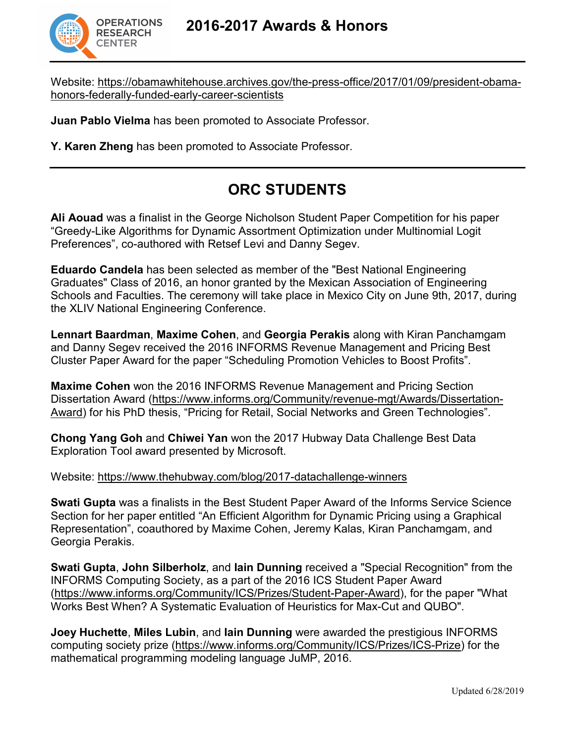Website: https://obamawhitehouse.archives.gov/the-press-office/2017/01/09/president-obama-honors-federally-funded-early-career-scientists

**Juan Pablo Vielma** has been promoted to Associate Professor.

**Y. Karen Zheng** has been promoted to Associate Professor.

## ORC STUDENTS

**Ali Aouad** was a finalist in the George Nicholson Student Paper Competition for his paper "Greedy-Like Algorithms for Dynamic Assortment Optimization under Multinomial Logit Preferences", co-authored with Retsef Levi and Danny Segev.

**Eduardo Candela** has been selected as member of the "Best National Engineering Graduates" Class of 2016, an honor granted by the Mexican Association of Engineering Schools and Faculties. The ceremony will take place in Mexico City on June 9th, 2017, during the XLIV National Engineering Conference.

**Lennart Baardman**, **Maxime Cohen**, and **Georgia Perakis** along with Kiran Panchamgam and Danny Segev received the 2016 INFORMS Revenue Management and Pricing Best Cluster Paper Award for the paper "Scheduling Promotion Vehicles to Boost Profits".

**Maxime Cohen** won the 2016 INFORMS Revenue Management and Pricing Section Dissertation Award (https://www.informs.org/Community/revenue-mgt/Awards/Dissertation-Award) for his PhD thesis, "Pricing for Retail, Social Networks and Green Technologies".

**Chong Yang Goh** and **Chiwei Yan** won the 2017 Hubway Data Challenge Best Data Exploration Tool award presented by Microsoft.

Website: https://www.thehubway.com/blog/2017-datachallenge-winners

**Swati Gupta** was a finalists in the Best Student Paper Award of the Informs Service Science Section for her paper entitled "An Efficient Algorithm for Dynamic Pricing using a Graphical Representation", coauthored by Maxime Cohen, Jeremy Kalas, Kiran Panchamgam, and Georgia Perakis.

**Swati Gupta**, **John Silberholz**, and **Iain Dunning** received a "Special Recognition" from the INFORMS Computing Society, as a part of the 2016 ICS Student Paper Award (https://www.informs.org/Community/ICS/Prizes/Student-Paper-Award), for the paper "What Works Best When? A Systematic Evaluation of Heuristics for Max-Cut and QUBO".

**Joey Huchette**, **Miles Lubin**, and **Iain Dunning** were awarded the prestigious INFORMS computing society prize (https://www.informs.org/Community/ICS/Prizes/ICS-Prize) for the mathematical programming modeling language JuMP, 2016.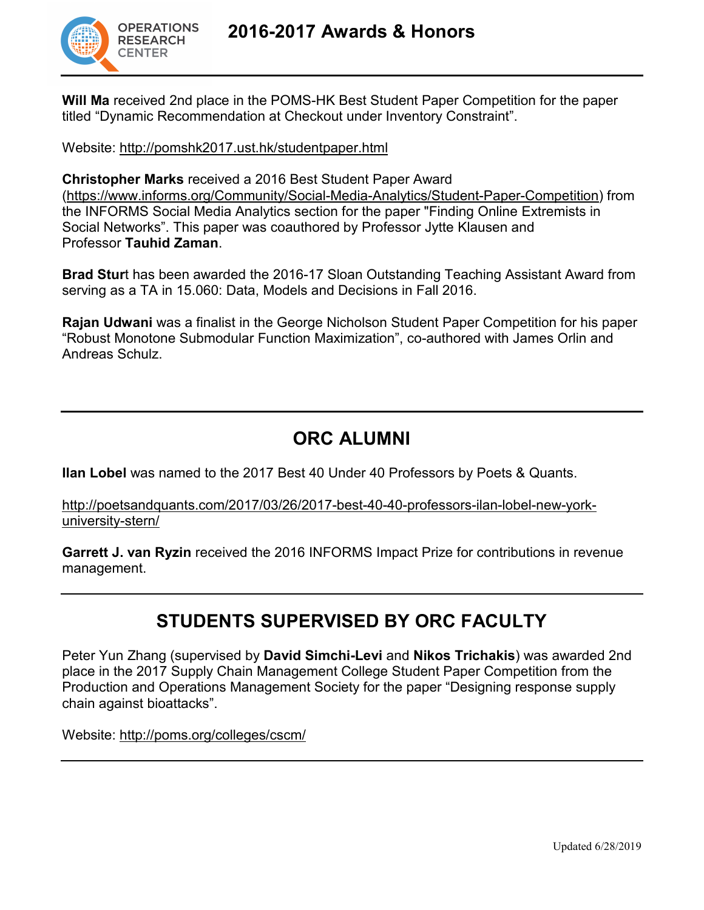**Will Ma** received 2nd place in the POMS-HK Best Student Paper Competition for the paper titled “Dynamic Recommendation at Checkout under Inventory Constraint”.

Website: http://pomshk2017.ust.hk/studentpaper.html

**Christopher Marks** received a 2016 Best Student Paper Award (https://www.informs.org/Community/Social-Media-Analytics/Student-Paper-Competition) from the INFORMS Social Media Analytics section for the paper "Finding Online Extremists in Social Networks”. This paper was coauthored by Professor Jytte Klausen and Professor **Tauhid Zaman**.

**Brad Sturt** has been awarded the 2016-17 Sloan Outstanding Teaching Assistant Award from serving as a TA in 15.060: Data, Models and Decisions in Fall 2016.

**Rajan Udwani** was a finalist in the George Nicholson Student Paper Competition for his paper “Robust Monotone Submodular Function Maximization”, co-authored with James Orlin and Andreas Schulz.

## ORC ALUMNI

**Ilan Lobel** was named to the 2017 Best 40 Under 40 Professors by Poets & Quants.

http://poetsandquants.com/2017/03/26/2017-best-40-40-professors-ilan-lobel-new-york-university-stern/

**Garrett J. van Ryzin** received the 2016 INFORMS Impact Prize for contributions in revenue management.

## STUDENTS SUPERVISED BY ORC FACULTY

Peter Yun Zhang (supervised by **David Simchi-Levi** and **Nikos Trichakis**) was awarded 2nd place in the 2017 Supply Chain Management College Student Paper Competition from the Production and Operations Management Society for the paper “Designing response supply chain against bioattacks”.

Website: http://poms.org/colleges/cscm/